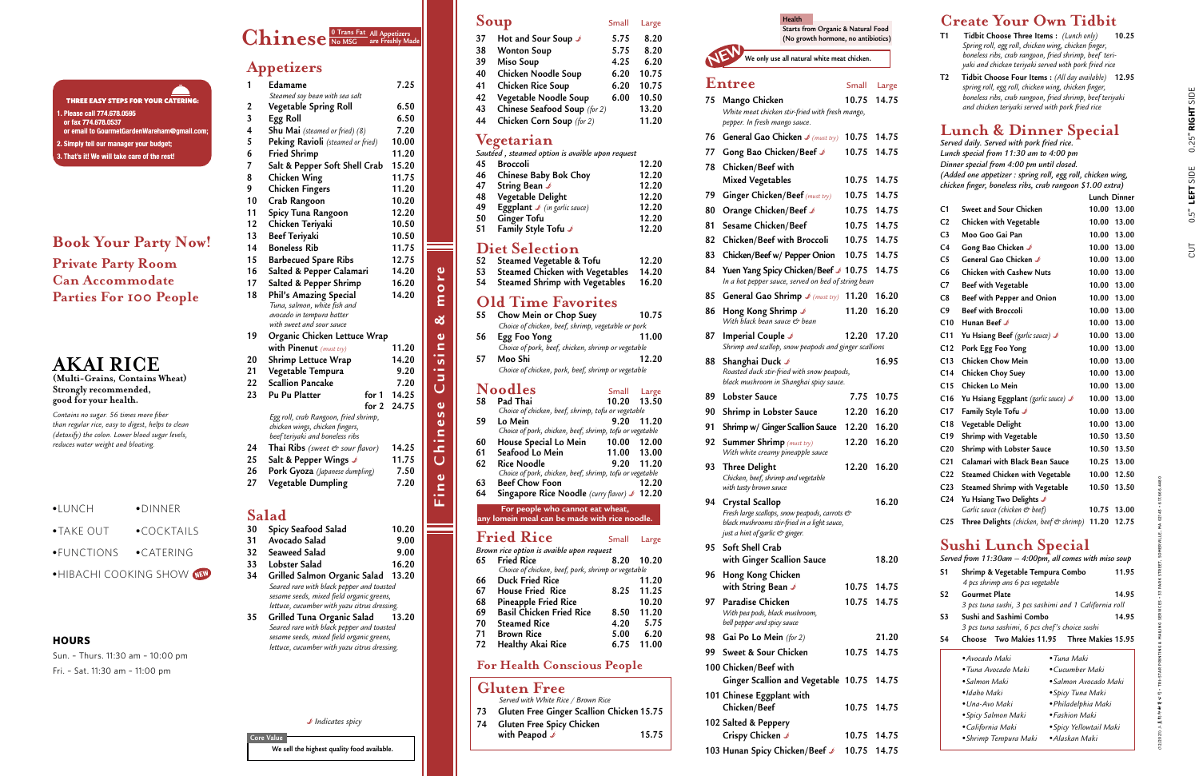**THREE EASY STEPS FOR YOUR CATERING:**

1. Please call 774.678.0595 or fax 774.678.0537 or email to GourmetGardenWareham@gmail.com;
2. Simply tell our manager your budget;
3. That's it! We will take care of the rest!

## Book Your Party Now!

**Private Party Room Can Accommodate Parties For 100 People**

## AKAI RICE

**(Multi-Grains, Contains Wheat) Strongly recommended, good for your health.**

*Contains no sugar. 56 times more fiber than regular rice, easy to digest, helps to clean (detoxify) the colon. Lower blood sugar levels, reduces water weight and bloating.*

- •LUNCH
- •DINNER
- •TAKE OUT
- •COCKTAILS
- •FUNCTIONS
- •CATERING
- •HIBACHI COOKING SHOW NEW

**HOURS**

Sun. - Thurs. 11:30 am - 10:00 pm
Fri. - Sat. 11:30 am - 11:00 pm

# Chinese

0 Trans Fat · No MSG · All Appetizers are Freshly Made

## Appetizers

| # | Item | Price |
|---|---|---|
| 1 | Edamame *Steamed soy bean with sea salt* | 7.25 |
| 2 | Vegetable Spring Roll | 6.50 |
| 3 | Egg Roll | 6.50 |
| 4 | Shu Mai *(steamed or fried) (8)* | 7.20 |
| 5 | Peking Raviolli *(steamed or fried)* | 10.00 |
| 6 | Fried Shrimp | 11.20 |
| 7 | Salt & Pepper Soft Shell Crab | 15.20 |
| 8 | Chicken Wing | 11.75 |
| 9 | Chicken Fingers | 11.20 |
| 10 | Crab Rangoon | 10.20 |
| 11 | Spicy Tuna Rangoon | 12.20 |
| 12 | Chicken Teriyaki | 10.50 |
| 13 | Beef Teriyaki | 10.50 |
| 14 | Boneless Rib | 11.75 |
| 15 | Barbecued Spare Ribs | 12.75 |
| 16 | Salted & Pepper Calamari | 14.20 |
| 17 | Salted & Pepper Shrimp | 16.20 |
| 18 | Phil's Amazing Special *Tuna, salmon, white fish and avocado in tempura batter with sweet and sour sauce* | 14.20 |
| 19 | Organic Chicken Lettuce Wrap with Pinenut *(must try)* | 11.20 |
| 20 | Shrimp Lettuce Wrap | 14.20 |
| 21 | Vegetable Tempura | 9.20 |
| 22 | Scallion Pancake | 7.20 |
| 23 | Pu Pu Platter for 1 / for 2 *Egg roll, crab Rangoon, fried shrimp, chicken wings, chicken fingers, beef teriyaki and boneless ribs* | 14.25 / 24.75 |
| 24 | Thai Ribs *(sweet & sour flavor)* | 14.25 |
| 25 | Salt & Pepper Wings (spicy) | 11.75 |
| 26 | Pork Gyoza *(Japanese dumpling)* | 7.50 |
| 27 | Vegetable Dumpling | 7.20 |

## Salad

| # | Item | Price |
|---|---|---|
| 30 | Spicy Seafood Salad | 10.20 |
| 31 | Avocado Salad | 9.00 |
| 32 | Seaweed Salad | 9.00 |
| 33 | Lobster Salad | 16.20 |
| 34 | Grilled Salmon Organic Salad *Seared rare with black pepper and toasted sesame seeds, mixed field organic greens, lettuce, cucumber with yuzu citrus dressing.* | 13.20 |
| 35 | Grilled Tuna Organic Salad *Seared rare with black pepper and toasted sesame seeds, mixed field organic greens, lettuce, cucumber with yuzu citrus dressing.* | 13.20 |

(spicy icon) Indicates spicy

**Core Value:** We sell the highest quality food available.

**Fine Chinese Cuisine & more**

## Soup

| # | Item | Small | Large |
|---|---|---|---|
| 37 | Hot and Sour Soup (spicy) | 5.75 | 8.20 |
| 38 | Wonton Soup | 5.75 | 8.20 |
| 39 | Miso Soup | 4.25 | 6.20 |
| 40 | Chicken Noodle Soup | 6.20 | 10.75 |
| 41 | Chicken Rice Soup | 6.20 | 10.75 |
| 42 | Vegetable Noodle Soup | 6.00 | 10.50 |
| 43 | Chinese Seafood Soup *(for 2)* | | 13.20 |
| 44 | Chicken Corn Soup *(for 2)* | | 11.20 |

## Vegetarian

*Sautéed , steamed option is avaible upon request*

| # | Item | Price |
|---|---|---|
| 45 | Broccoli | 12.20 |
| 46 | Chinese Baby Bok Choy | 12.20 |
| 47 | String Bean (spicy) *(in garlic sauce)* | 12.20 |
| 48 | Vegetable Delight | 12.20 |
| 49 | Eggplant (spicy) *(in garlic sauce)* | 12.20 |
| 50 | Ginger Tofu | 12.20 |
| 51 | Family Style Tofu (spicy) | 12.20 |

## Diet Selection

| # | Item | Price |
|---|---|---|
| 52 | Steamed Vegetable & Tofu | 12.20 |
| 53 | Steamed Chicken with Vegetables | 14.20 |
| 54 | Steamed Shrimp with Vegetables | 16.20 |

## Old Time Favorites

| # | Item | Price |
|---|---|---|
| 55 | Chow Mein or Chop Suey *Choice of chicken, beef, shrimp, vegetable or pork* | 10.75 |
| 56 | Egg Foo Yong *Choice of pork, beef, chicken, shrimp or vegetable* | 11.00 |
| 57 | Moo Shi *Choice of chicken, pork, beef, shrimp or vegetable* | 12.20 |

## Noodles

| # | Item | Small | Large |
|---|---|---|---|
| 58 | Pad Thai *Choice of chicken, beef, shrimp, tofu or vegetable* | 10.20 | 13.50 |
| 59 | Lo Mein *Choice of pork, chicken, beef, shrimp, tofu or vegetable* | 9.20 | 11.20 |
| 60 | House Special Lo Mein | 10.00 | 12.00 |
| 61 | Seafood Lo Mein | 11.00 | 13.00 |
| 62 | Rice Noodle *Choice of pork, chicken, beef, shrimp, tofu or vegetable* | 9.20 | 11.20 |
| 63 | Beef Chow Foon | | 12.20 |
| 64 | Singapore Rice Noodle *(curry flavor)* (spicy) | | 12.20 |

**For people who cannot eat wheat, any lomein meal can be made with rice noodle.**

## Fried Rice

*Brown rice option is avaible upon request*

| # | Item | Small | Large |
|---|---|---|---|
| 65 | Fried Rice *Choice of chicken, beef, pork, shrimp or vegetable* | 8.20 | 10.20 |
| 66 | Duck Fried Rice | | 11.20 |
| 67 | House Fried Rice | 8.25 | 11.25 |
| 68 | Pineapple Fried Rice | | 10.20 |
| 69 | Basil Chicken Fried Rice | 8.50 | 11.20 |
| 70 | Steamed Rice | 4.20 | 5.75 |
| 71 | Brown Rice | 5.00 | 6.20 |
| 72 | Healthy Akai Rice | 6.75 | 11.00 |

## For Health Conscious People

## Gluten Free

*Served with White Rice / Brown Rice*

| # | Item | Price |
|---|---|---|
| 73 | Gluten Free Ginger Scallion Chicken | 15.75 |
| 74 | Gluten Free Spicy Chicken with Peapod (spicy) | 15.75 |

**Health** — Starts from Organic & Natural Food (No growth hormone, no antibiotics)

**NEW** We only use all natural white meat chicken.

## Entree

| # | Item | Small | Large |
|---|---|---|---|
| 75 | Mango Chicken *White meat chicken stir-fried with fresh mango, pepper. In fresh mango sauce.* | 10.75 | 14.75 |
| 76 | General Gao Chicken (spicy) *(must try)* | 10.75 | 14.75 |
| 77 | Gong Bao Chicken/Beef (spicy) | 10.75 | 14.75 |
| 78 | Chicken/Beef with Mixed Vegetables | 10.75 | 14.75 |
| 79 | Ginger Chicken/Beef *(must try)* | 10.75 | 14.75 |
| 80 | Orange Chicken/Beef (spicy) | 10.75 | 14.75 |
| 81 | Sesame Chicken/Beef | 10.75 | 14.75 |
| 82 | Chicken/Beef with Broccoli | 10.75 | 14.75 |
| 83 | Chicken/Beef w/ Pepper Onion | 10.75 | 14.75 |
| 84 | Yuen Yang Spicy Chicken/Beef (spicy) *In a hot pepper sauce, served on bed of string bean* | 10.75 | 14.75 |
| 85 | General Gao Shrimp (spicy) *(must try)* | 11.20 | 16.20 |
| 86 | Hong Kong Shrimp (spicy) *With black bean sauce & bean* | 11.20 | 16.20 |
| 87 | Imperial Couple (spicy) *Shrimp and scallop, snow peapods and ginger scallions* | 12.20 | 17.20 |
| 88 | Shanghai Duck (spicy) *Roasted duck stir-fried with snow peapods, black mushroom in Shanghai spicy sauce.* | | 16.95 |
| 89 | Lobster Sauce | 7.75 | 10.75 |
| 90 | Shrimp in Lobster Sauce | 12.20 | 16.20 |
| 91 | Shrimp w/ Ginger Scallion Sauce | 12.20 | 16.20 |
| 92 | Summer Shrimp *(must try)* *With creamy pineapple sauce* | 12.20 | 16.20 |
| 93 | Three Delight *Chicken, beef, shrimp and vegetable with tasty brown sauce* | 12.20 | 16.20 |
| 94 | Crystal Scallop *Fresh large scallops, snow peapods, carrots & black mushrooms stir-fried in a light sauce, just a hint of garlic & ginger.* | | 16.20 |
| 95 | Soft Shell Crab with Ginger Scallion Sauce | | 18.20 |
| 96 | Hong Kong Chicken with String Bean (spicy) | 10.75 | 14.75 |
| 97 | Paradise Chicken *With pea pods, black mushroom, bell pepper and spicy sauce* | 10.75 | 14.75 |
| 98 | Gai Po Lo Mein *(for 2)* | | 21.20 |
| 99 | Sweet & Sour Chicken | 10.75 | 14.75 |
| 100 | Chicken/Beef with Ginger Scallion and Vegetable | 10.75 | 14.75 |
| 101 | Chinese Eggplant with Chicken/Beef | 10.75 | 14.75 |
| 102 | Salted & Peppery Crispy Chicken (spicy) | 10.75 | 14.75 |
| 103 | Hunan Spicy Chicken/Beef (spicy) | 10.75 | 14.75 |

## Create Your Own Tidbit

| # | Item | Price |
|---|---|---|
| T1 | Tidbit Choose Three Items : *(Lunch only)* *Spring roll, egg roll, chicken wing, chicken finger, boneless ribs, crab rangoon, fried shrimp, beef teriyaki and chicken teriyaki served with pork fried rice* | 10.25 |
| T2 | Tidbit Choose Four Items : *(All day available)* *spring roll, egg roll, chicken wing, chicken finger, boneless ribs, crab rangoon, fried shrimp, beef teriyaki and chicken teriyaki served with pork fried rice* | 12.95 |

## Lunch & Dinner Special

*Served daily. Served with pork fried rice. Lunch special from 11:30 am to 4:00 pm. Dinner special from 4:00 pm until closed. (Added one appetizer : spring roll, egg roll, chicken wing, chicken finger, boneless ribs, crab rangoon $1.00 extra)*

| # | Item | Lunch | Dinner |
|---|---|---|---|
| C1 | Sweet and Sour Chicken | 10.00 | 13.00 |
| C2 | Chicken with Vegetable | 10.00 | 13.00 |
| C3 | Moo Goo Gai Pan | 10.00 | 13.00 |
| C4 | Gong Bao Chicken (spicy) | 10.00 | 13.00 |
| C5 | General Gao Chicken (spicy) | 10.00 | 13.00 |
| C6 | Chicken with Cashew Nuts | 10.00 | 13.00 |
| C7 | Beef with Vegetable | 10.00 | 13.00 |
| C8 | Beef with Pepper and Onion | 10.00 | 13.00 |
| C9 | Beef with Broccoli | 10.00 | 13.00 |
| C10 | Hunan Beef (spicy) | 10.00 | 13.00 |
| C11 | Yu Hsiang Beef *(garlic sauce)* (spicy) | 10.00 | 13.00 |
| C12 | Pork Egg Foo Yong | 10.00 | 13.00 |
| C13 | Chicken Chow Mein | 10.00 | 13.00 |
| C14 | Chicken Choy Suey | 10.00 | 13.00 |
| C15 | Chicken Lo Mein | 10.00 | 13.00 |
| C16 | Yu Hsiang Eggplant *(garlic sauce)* (spicy) | 10.00 | 13.00 |
| C17 | Family Style Tofu (spicy) | 10.00 | 13.00 |
| C18 | Vegetable Delight | 10.00 | 13.00 |
| C19 | Shrimp with Vegetable | 10.50 | 13.50 |
| C20 | Shrimp with Lobster Sauce | 10.50 | 13.50 |
| C21 | Calamari with Black Bean Sauce | 10.25 | 13.00 |
| C22 | Steamed Chicken with Vegetable | 10.00 | 12.50 |
| C23 | Steamed Shrimp with Vegetable | 10.50 | 13.50 |
| C24 | Yu Hsiang Two Delights (spicy) *Garlic sauce (chicken & beef)* | 10.75 | 13.00 |
| C25 | Three Delights *(chicken, beef & shrimp)* | 11.20 | 12.75 |

## Sushi Lunch Special

*Served from 11:30am – 4:00pm, all comes with miso soup*

| # | Item | Price |
|---|---|---|
| S1 | Shrimp & Vegetable Tempura Combo *4 pcs shrimp ans 6 pcs vegetable* | 11.95 |
| S2 | Gourmet Plate *3 pcs tuna sushi, 3 pcs sashimi and 1 California roll* | 14.95 |
| S3 | Sushi and Sashimi Combo *3 pcs tuna sashimi, 6 pcs chef's choice sushi* | 14.95 |
| S4 | Choose Two Makies 11.95 / Three Makies 15.95 | |

- *Avocado Maki*
- *Tuna Maki*
- *Tuna Avocado Maki*
- *Cucumber Maki*
- *Salmon Maki*
- *Salmon Avocado Maki*
- *Idaho Maki*
- *Spicy Tuna Maki*
- *Una-Avo Maki*
- *Philadelphia Maki*
- *Spicy Salmon Maki*
- *Fashion Maki*
- *California Maki*
- *Spicy Yellowtail Maki*
- *Shrimp Tempura Maki*
- *Alaskan Maki*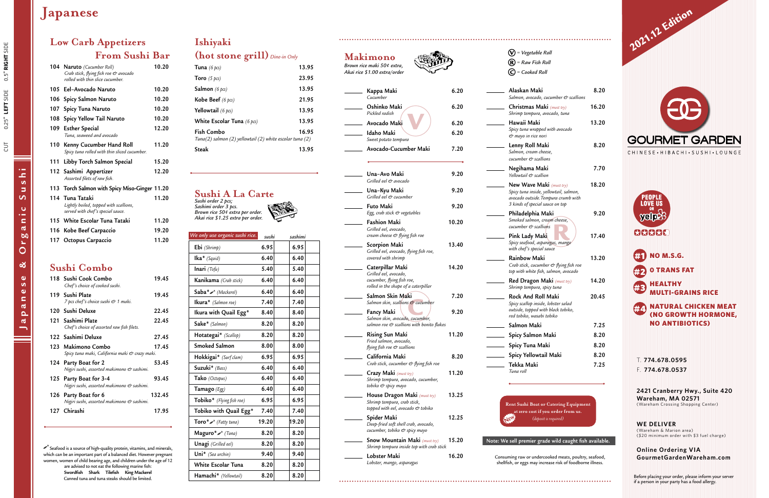# Japanese

## Low Carb Appetizers From Sushi Bar

| | | |
|---|---|---|
| 104 | **Naruto** *(Cucumber Roll)* *Crab stick, flying fish roe & avocado rolled with thin slice cucumber.* | 10.20 |
| 105 | **Eel-Avocado Naruto** | 10.20 |
| 106 | **Spicy Salmon Naruto** | 10.20 |
| 107 | **Spicy Tuna Naruto** | 10.20 |
| 108 | **Spicy Yellow Tail Naruto** | 10.20 |
| 109 | **Esther Special** *Tuna, seaweed and avocado* | 12.20 |
| 110 | **Kenny Cucumber Hand Roll** *Spicy tuna rolled with thin sliced cucumber.* | 11.20 |
| 111 | **Libby Torch Salmon Special** | 15.20 |
| 112 | **Sashimi Appertizer** *Assorted filets of raw fish.* | 12.20 |
| 113 | **Torch Salmon with Spicy Miso-Ginger** | 11.20 |
| 114 | **Tuna Tataki** *Lightly boiled, topped with scallions, served with chef's special sauce.* | 11.20 |
| 115 | **White Escolar Tuna Tataki** | 11.20 |
| 116 | **Kobe Beef Carpaccio** | 19.20 |
| 117 | **Octopus Carpaccio** | 11.20 |

## Sushi Combo

| | | |
|---|---|---|
| 118 | **Sushi Cook Combo** *Chef's choice of cooked sushi.* | 19.45 |
| 119 | **Sushi Plate** *7 pcs chef's choice sushi & 1 maki.* | 19.45 |
| 120 | **Sushi Deluxe** | 22.45 |
| 121 | **Sashimi Plate** *Chef's choice of assorted raw fish filets.* | 22.45 |
| 122 | **Sashimi Deluxe** | 27.45 |
| 123 | **Makimono Combo** *Spicy tuna maki, California maki & crazy maki.* | 17.45 |
| 124 | **Party Boat for 2** *Nigiri sushi, assorted makimono & sashimi.* | 53.45 |
| 125 | **Party Boat for 3-4** *Nigiri sushi, assorted makimono & sashimi.* | 93.45 |
| 126 | **Party Boat for 6** *Nigiri sushi, assorted makimono & sashimi.* | 132.45 |
| 127 | **Chirashi** | 17.95 |

Seafood is a source of high-quality protein, vitamins, and minerals, which can be an important part of a balanced diet. However pregnant women, women of child bearing age, and children under the age of 12 are advised to not eat the following marine fish: Swordfish Shark Tilefish King Mackerel. Canned tuna and tuna steaks should be limited.

## Ishiyaki (hot stone grill) *Dine-in Only*

| | |
|---|---|
| Tuna *(6 pcs)* | 13.95 |
| Toro *(5 pcs)* | 23.95 |
| Salmon *(6 pcs)* | 13.95 |
| Kobe Beef *(6 pcs)* | 21.95 |
| Yellowtail *(6 pcs)* | 13.95 |
| White Escolar Tuna *(6 pcs)* | 13.95 |
| Fish Combo *Tuna(2) salmon (2) yellowtail (2) white escolar tuna (2)* | 16.95 |
| Steak | 13.95 |

## Sushi A La Carte

*Sushi order 2 pcs; Sashimi order 3 pcs.*
*Brown rice 50¢ extra per order.*
*Akai rice $1.25 extra per order.*

| We only use organic sushi rice. | sushi | sashimi |
|---|---|---|
| Ebi *(Shrimp)* | 6.95 | 6.95 |
| Ika* *(Squid)* | 6.40 | 6.40 |
| Inari *(Tofu)* | 5.40 | 5.40 |
| Kanikama *(Crab stick)* | 6.40 | 6.40 |
| Saba* *(Mackerel)* | 6.40 | 6.40 |
| Ikura* *(Salmon roe)* | 7.40 | 7.40 |
| Ikura with Quail Egg* | 8.40 | 8.40 |
| Sake* *(Salmon)* | 8.20 | 8.20 |
| Hotategai* *(Scallop)* | 8.20 | 8.20 |
| Smoked Salmon | 8.00 | 8.00 |
| Hokkigai* *(Surf clam)* | 6.95 | 6.95 |
| Suzuki* *(Bass)* | 6.40 | 6.40 |
| Tako *(Octopus)* | 6.40 | 6.40 |
| Tamago *(Egg)* | 6.40 | 6.40 |
| Tobiko* *(Flying fish roe)* | 6.95 | 6.95 |
| Tobiko with Quail Egg* | 7.40 | 7.40 |
| Toro* *(Fatty tuna)* | 19.20 | 19.20 |
| Maguro* *(Tuna)* | 8.20 | 8.20 |
| Unagi *(Grilled eel)* | 8.20 | 8.20 |
| Uni* *(Sea urchin)* | 9.40 | 9.40 |
| White Escolar Tuna | 8.20 | 8.20 |
| Hamachi* *(Yellowtail)* | 8.20 | 8.20 |

## Makimono

*Brown rice maki 50¢ extra,*
*Akai rice $1.00 extra/order*

Ⓥ = *Vegetable Roll*
Ⓡ = *Raw Fish Roll*
Ⓒ = *Cooked Roll*

| | |
|---|---|
| **Kappa Maki** *Cucumber* | 6.20 |
| **Oshinko Maki** *Pickled radish* | 6.20 |
| **Avocado Maki** | 6.20 |
| **Idaho Maki** *Sweet potato tempura* | 6.20 |
| **Avocado-Cucumber Maki** | 7.20 |
| **Una-Avo Maki** *Grilled eel & avocado* | 9.20 |
| **Una-Kyu Maki** *Grilled eel & cucumber* | 9.20 |
| **Futo Maki** *Egg, crab stick & vegetables* | 9.20 |
| **Fashion Maki** *Grilled eel, avocado, cream cheese & flying fish roe* | 10.20 |
| **Scorpion Maki** *Grilled eel, avocado, flying fish roe, covered with shrimp* | 13.40 |
| **Caterpillar Maki** *Grilled eel, avocado, cucumber, flying fish roe, rolled in the shape of a caterpillar* | 14.20 |
| **Salmon Skin Maki** *Salmon skin, scallions & cucumber* | 7.20 |
| **Fancy Maki** *Salmon skin, avocado, cucumber, salmon roe & scallions with bonito flakes* | 9.20 |
| **Rising Sun Maki** *Fried salmon, avocado, flying fish roe & scallions* | 11.20 |
| **California Maki** *Crab stick, cucumber & flying fish roe* | 8.20 |
| **Crazy Maki** *(must try)* *Shrimp tempura, avocado, cucumber, tobiko & spicy mayo* | 11.20 |
| **House Dragon Maki** *(must try)* *Shrimp tempura, crab stick, topped with eel, avocado & tobiko* | 13.25 |
| **Spider Maki** *Deep-fried soft shell crab, avocado, cucumber, tobiko & spicy mayo* | 12.25 |
| **Snow Mountain Maki** *(must try)* *Shrimp tempura inside top with crab stick* | 15.20 |
| **Lobster Maki** *Lobster, mango, asparagus* | 16.20 |
| **Alaskan Maki** *Salmon, avocado, cucumber & scallions* | 8.20 |
| **Christmas Maki** *(must try)* *Shrimp tempura, avocado, tuna* | 16.20 |
| **Hawaii Maki** *Spicy tuna wrapped with avocado & mayo in rice nori* | 13.20 |
| **Lenny Roll Maki** *Salmon, cream cheese, cucumber & scallions* | 8.20 |
| **Negihama Maki** *Yellowtail & scallion* | 7.70 |
| **New Wave Maki** *(must try)* *Spicy tuna inside, yellowtail, salmon, avocado outside. Tempura crumb with 3 kinds of special sauce on top* | 18.20 |
| **Philadelphia Maki** *Smoked salmon, cream cheese, cucumber & scallions* | 9.20 |
| **Pink Lady Maki** *(must try)* *Spicy seafood, asparagus, mango with chef's special sauce* | 17.40 |
| **Rainbow Maki** *Crab stick, cucumber & flying fish roe top with white fish, salmon, avocado* | 13.20 |
| **Red Dragon Maki** *(must try)* *Shrimp tempura, spicy tuna* | 14.20 |
| **Rock And Roll Maki** *Spicy scallop inside, lobster salad outside, topped with black tobiko, red tobiko, wasabi tobiko* | 20.45 |
| **Salmon Maki** | 7.25 |
| **Spicy Salmon Maki** | 8.20 |
| **Spicy Tuna Maki** | 8.20 |
| **Spicy Yellowtail Maki** | 8.20 |
| **Tekka Maki** *Tuna roll* | 7.25 |

**New!** Rent Sushi Boat or Catering Equipment at zero cost if you order from us. *(deposit is required)*

Note: We sell premier grade wild caught fish available.

Consuming raw or undercooked meats, poultry, seafood, shellfish, or eggs may increase risk of foodborne illness.

2021.12 Edition

# GOURMET GARDEN

CHINESE • HIBACHI • SUSHI • LOUNGE

PEOPLE LOVE US ON yelp

- #1 NO M.S.G.
- #2 0 TRANS FAT
- #3 HEALTHY MULTI-GRAINS RICE
- #4 NATURAL CHICKEN MEAT (NO GROWTH HORMONE, NO ANTIBIOTICS)

T. 774.678.0595
F. 774.678.0537

**2421 Cranberry Hwy., Suite 420**
**Wareham, MA 02571**
(Wareham Crossing Shopping Center)

**WE DELIVER**
(Wareham & Marion area)
($20 minimum order with $3 fuel charge)

**Online Ordering VIA**
**GourmetGardenWareham.com**

Before placing your order, please inform your server if a person in your party has a food allergy.